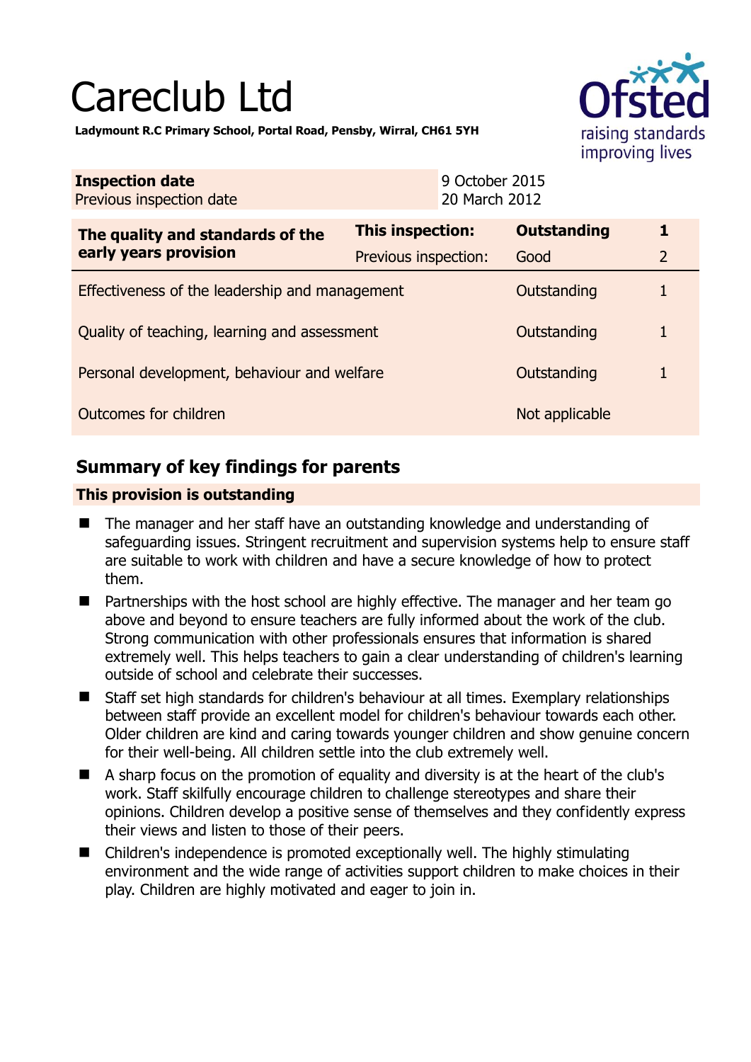# Careclub Ltd

**Ladymount R.C Primary School, Portal Road, Pensby, Wirral, CH61 5YH**

| **Inspection date** | 9 October 2015 |
|---|---|
| Previous inspection date | 20 March 2012 |

| **The quality and standards of the early years provision** | **This inspection:** | **Outstanding** | **1** |
|---|---|---|---|
| | Previous inspection: | Good | 2 |
| Effectiveness of the leadership and management | | Outstanding | 1 |
| Quality of teaching, learning and assessment | | Outstanding | 1 |
| Personal development, behaviour and welfare | | Outstanding | 1 |
| Outcomes for children | | Not applicable | |

## Summary of key findings for parents

**This provision is outstanding**

- The manager and her staff have an outstanding knowledge and understanding of safeguarding issues. Stringent recruitment and supervision systems help to ensure staff are suitable to work with children and have a secure knowledge of how to protect them.
- Partnerships with the host school are highly effective. The manager and her team go above and beyond to ensure teachers are fully informed about the work of the club. Strong communication with other professionals ensures that information is shared extremely well. This helps teachers to gain a clear understanding of children's learning outside of school and celebrate their successes.
- Staff set high standards for children's behaviour at all times. Exemplary relationships between staff provide an excellent model for children's behaviour towards each other. Older children are kind and caring towards younger children and show genuine concern for their well-being. All children settle into the club extremely well.
- A sharp focus on the promotion of equality and diversity is at the heart of the club's work. Staff skilfully encourage children to challenge stereotypes and share their opinions. Children develop a positive sense of themselves and they confidently express their views and listen to those of their peers.
- Children's independence is promoted exceptionally well. The highly stimulating environment and the wide range of activities support children to make choices in their play. Children are highly motivated and eager to join in.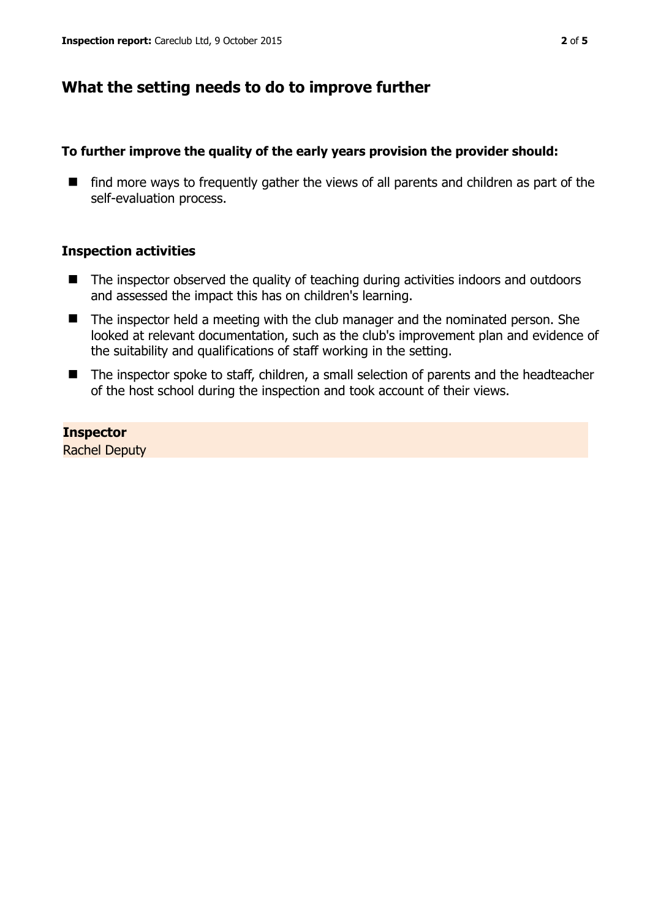## What the setting needs to do to improve further

**To further improve the quality of the early years provision the provider should:**

- find more ways to frequently gather the views of all parents and children as part of the self-evaluation process.

### Inspection activities

- The inspector observed the quality of teaching during activities indoors and outdoors and assessed the impact this has on children's learning.
- The inspector held a meeting with the club manager and the nominated person. She looked at relevant documentation, such as the club's improvement plan and evidence of the suitability and qualifications of staff working in the setting.
- The inspector spoke to staff, children, a small selection of parents and the headteacher of the host school during the inspection and took account of their views.

**Inspector**
Rachel Deputy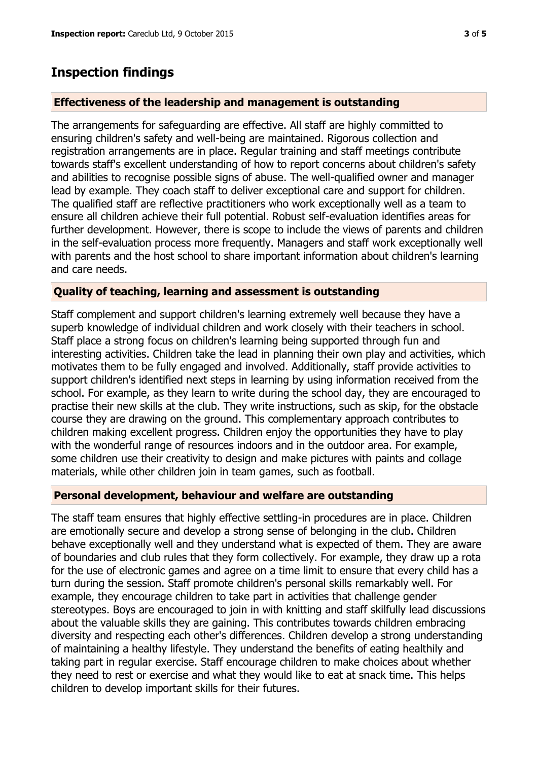## Inspection findings

### Effectiveness of the leadership and management is outstanding

The arrangements for safeguarding are effective. All staff are highly committed to ensuring children's safety and well-being are maintained. Rigorous collection and registration arrangements are in place. Regular training and staff meetings contribute towards staff's excellent understanding of how to report concerns about children's safety and abilities to recognise possible signs of abuse. The well-qualified owner and manager lead by example. They coach staff to deliver exceptional care and support for children. The qualified staff are reflective practitioners who work exceptionally well as a team to ensure all children achieve their full potential. Robust self-evaluation identifies areas for further development. However, there is scope to include the views of parents and children in the self-evaluation process more frequently. Managers and staff work exceptionally well with parents and the host school to share important information about children's learning and care needs.

### Quality of teaching, learning and assessment is outstanding

Staff complement and support children's learning extremely well because they have a superb knowledge of individual children and work closely with their teachers in school. Staff place a strong focus on children's learning being supported through fun and interesting activities. Children take the lead in planning their own play and activities, which motivates them to be fully engaged and involved. Additionally, staff provide activities to support children's identified next steps in learning by using information received from the school. For example, as they learn to write during the school day, they are encouraged to practise their new skills at the club. They write instructions, such as skip, for the obstacle course they are drawing on the ground. This complementary approach contributes to children making excellent progress. Children enjoy the opportunities they have to play with the wonderful range of resources indoors and in the outdoor area. For example, some children use their creativity to design and make pictures with paints and collage materials, while other children join in team games, such as football.

### Personal development, behaviour and welfare are outstanding

The staff team ensures that highly effective settling-in procedures are in place. Children are emotionally secure and develop a strong sense of belonging in the club. Children behave exceptionally well and they understand what is expected of them. They are aware of boundaries and club rules that they form collectively. For example, they draw up a rota for the use of electronic games and agree on a time limit to ensure that every child has a turn during the session. Staff promote children's personal skills remarkably well. For example, they encourage children to take part in activities that challenge gender stereotypes. Boys are encouraged to join in with knitting and staff skilfully lead discussions about the valuable skills they are gaining. This contributes towards children embracing diversity and respecting each other's differences. Children develop a strong understanding of maintaining a healthy lifestyle. They understand the benefits of eating healthily and taking part in regular exercise. Staff encourage children to make choices about whether they need to rest or exercise and what they would like to eat at snack time. This helps children to develop important skills for their futures.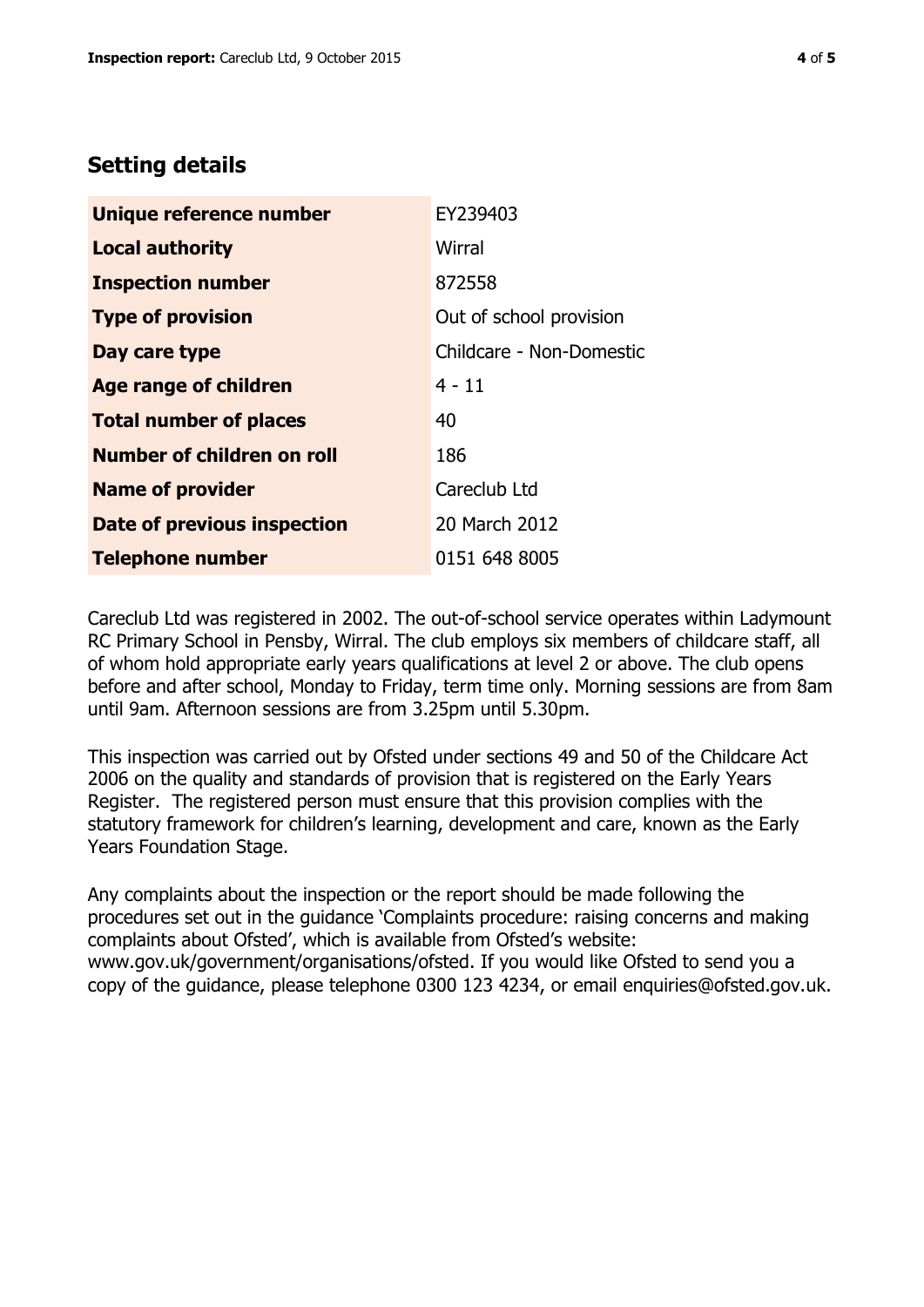## Setting details

| | |
|---|---|
| **Unique reference number** | EY239403 |
| **Local authority** | Wirral |
| **Inspection number** | 872558 |
| **Type of provision** | Out of school provision |
| **Day care type** | Childcare - Non-Domestic |
| **Age range of children** | 4 - 11 |
| **Total number of places** | 40 |
| **Number of children on roll** | 186 |
| **Name of provider** | Careclub Ltd |
| **Date of previous inspection** | 20 March 2012 |
| **Telephone number** | 0151 648 8005 |

Careclub Ltd was registered in 2002. The out-of-school service operates within Ladymount RC Primary School in Pensby, Wirral. The club employs six members of childcare staff, all of whom hold appropriate early years qualifications at level 2 or above. The club opens before and after school, Monday to Friday, term time only. Morning sessions are from 8am until 9am. Afternoon sessions are from 3.25pm until 5.30pm.

This inspection was carried out by Ofsted under sections 49 and 50 of the Childcare Act 2006 on the quality and standards of provision that is registered on the Early Years Register. The registered person must ensure that this provision complies with the statutory framework for children's learning, development and care, known as the Early Years Foundation Stage.

Any complaints about the inspection or the report should be made following the procedures set out in the guidance 'Complaints procedure: raising concerns and making complaints about Ofsted', which is available from Ofsted's website: www.gov.uk/government/organisations/ofsted. If you would like Ofsted to send you a copy of the guidance, please telephone 0300 123 4234, or email enquiries@ofsted.gov.uk.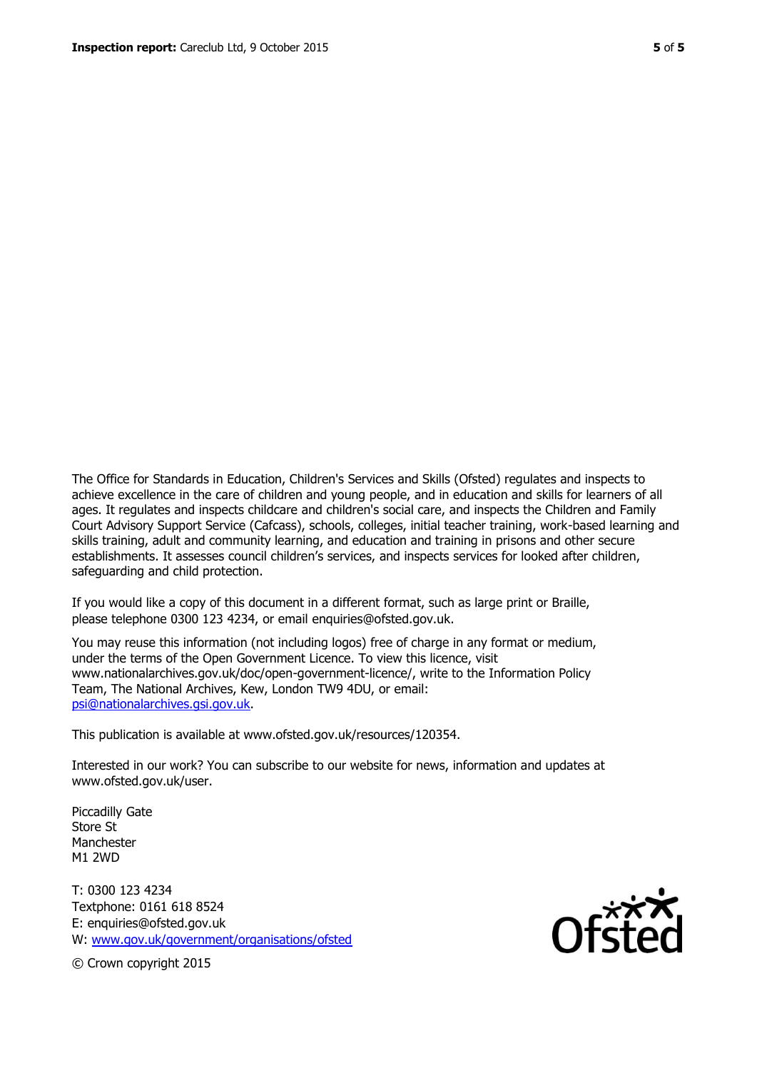The Office for Standards in Education, Children's Services and Skills (Ofsted) regulates and inspects to achieve excellence in the care of children and young people, and in education and skills for learners of all ages. It regulates and inspects childcare and children's social care, and inspects the Children and Family Court Advisory Support Service (Cafcass), schools, colleges, initial teacher training, work-based learning and skills training, adult and community learning, and education and training in prisons and other secure establishments. It assesses council children's services, and inspects services for looked after children, safeguarding and child protection.

If you would like a copy of this document in a different format, such as large print or Braille, please telephone 0300 123 4234, or email enquiries@ofsted.gov.uk.

You may reuse this information (not including logos) free of charge in any format or medium, under the terms of the Open Government Licence. To view this licence, visit www.nationalarchives.gov.uk/doc/open-government-licence/, write to the Information Policy Team, The National Archives, Kew, London TW9 4DU, or email: psi@nationalarchives.gsi.gov.uk.

This publication is available at www.ofsted.gov.uk/resources/120354.

Interested in our work? You can subscribe to our website for news, information and updates at www.ofsted.gov.uk/user.

Piccadilly Gate
Store St
Manchester
M1 2WD

T: 0300 123 4234
Textphone: 0161 618 8524
E: enquiries@ofsted.gov.uk
W: www.gov.uk/government/organisations/ofsted

© Crown copyright 2015